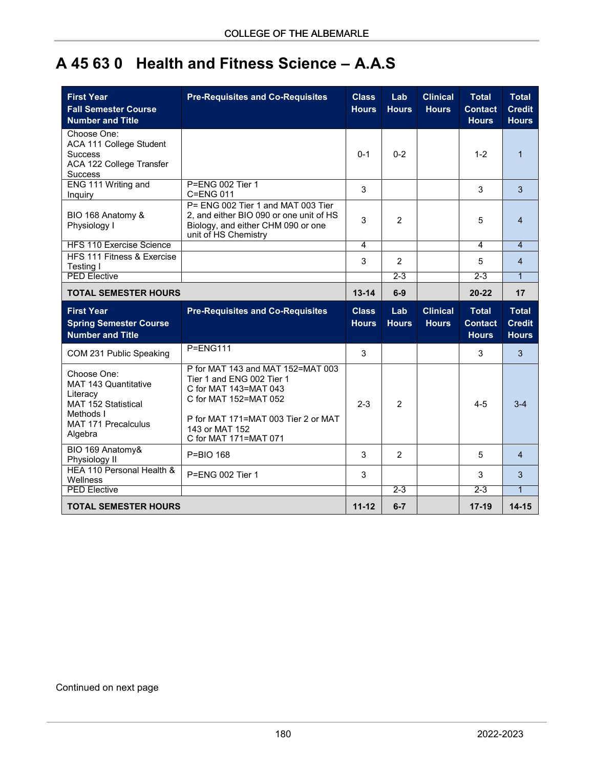# A 45 63 0 Health and Fitness Science – A.A.S

| First Year Fall Semester Course Number and Title | Pre-Requisites and Co-Requisites | Class Hours | Lab Hours | Clinical Hours | Total Contact Hours | Total Credit Hours |
|---|---|---|---|---|---|---|
| Choose One: ACA 111 College Student Success ACA 122 College Transfer Success | | 0-1 | 0-2 | | 1-2 | 1 |
| ENG 111 Writing and Inquiry | P=ENG 002 Tier 1 C=ENG 011 | 3 | | | 3 | 3 |
| BIO 168 Anatomy & Physiology I | P= ENG 002 Tier 1 and MAT 003 Tier 2, and either BIO 090 or one unit of HS Biology, and either CHM 090 or one unit of HS Chemistry | 3 | 2 | | 5 | 4 |
| HFS 110 Exercise Science | | 4 | | | 4 | 4 |
| HFS 111 Fitness & Exercise Testing I | | 3 | 2 | | 5 | 4 |
| PED Elective | | | 2-3 | | 2-3 | 1 |
| **TOTAL SEMESTER HOURS** | | **13-14** | **6-9** | | **20-22** | **17** |

| First Year Spring Semester Course Number and Title | Pre-Requisites and Co-Requisites | Class Hours | Lab Hours | Clinical Hours | Total Contact Hours | Total Credit Hours |
|---|---|---|---|---|---|---|
| COM 231 Public Speaking | P=ENG111 | 3 | | | 3 | 3 |
| Choose One: MAT 143 Quantitative Literacy MAT 152 Statistical Methods I MAT 171 Precalculus Algebra | P for MAT 143 and MAT 152=MAT 003 Tier 1 and ENG 002 Tier 1 C for MAT 143=MAT 043 C for MAT 152=MAT 052 P for MAT 171=MAT 003 Tier 2 or MAT 143 or MAT 152 C for MAT 171=MAT 071 | 2-3 | 2 | | 4-5 | 3-4 |
| BIO 169 Anatomy& Physiology II | P=BIO 168 | 3 | 2 | | 5 | 4 |
| HEA 110 Personal Health & Wellness | P=ENG 002 Tier 1 | 3 | | | 3 | 3 |
| PED Elective | | | 2-3 | | 2-3 | 1 |
| **TOTAL SEMESTER HOURS** | | **11-12** | **6-7** | | **17-19** | **14-15** |

Continued on next page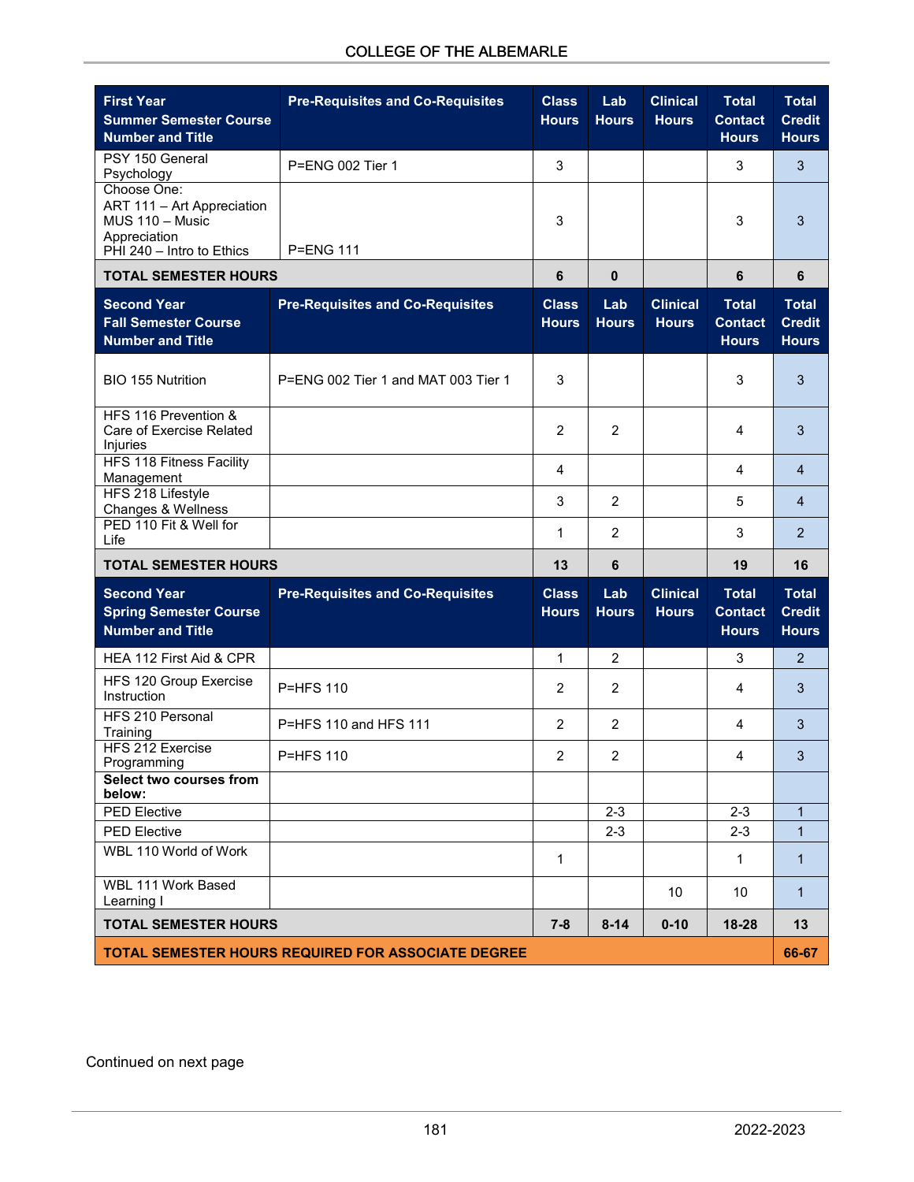| First Year Summer Semester Course Number and Title | Pre-Requisites and Co-Requisites | Class Hours | Lab Hours | Clinical Hours | Total Contact Hours | Total Credit Hours |
|---|---|---|---|---|---|---|
| PSY 150 General Psychology | P=ENG 002 Tier 1 | 3 | | | 3 | 3 |
| Choose One: ART 111 – Art Appreciation MUS 110 – Music Appreciation PHI 240 – Intro to Ethics | P=ENG 111 | 3 | | | 3 | 3 |
| **TOTAL SEMESTER HOURS** | | **6** | **0** | | **6** | **6** |
| **Second Year Fall Semester Course Number and Title** | **Pre-Requisites and Co-Requisites** | **Class Hours** | **Lab Hours** | **Clinical Hours** | **Total Contact Hours** | **Total Credit Hours** |
| BIO 155 Nutrition | P=ENG 002 Tier 1 and MAT 003 Tier 1 | 3 | | | 3 | 3 |
| HFS 116 Prevention & Care of Exercise Related Injuries | | 2 | 2 | | 4 | 3 |
| HFS 118 Fitness Facility Management | | 4 | | | 4 | 4 |
| HFS 218 Lifestyle Changes & Wellness | | 3 | 2 | | 5 | 4 |
| PED 110 Fit & Well for Life | | 1 | 2 | | 3 | 2 |
| **TOTAL SEMESTER HOURS** | | **13** | **6** | | **19** | **16** |
| **Second Year Spring Semester Course Number and Title** | **Pre-Requisites and Co-Requisites** | **Class Hours** | **Lab Hours** | **Clinical Hours** | **Total Contact Hours** | **Total Credit Hours** |
| HEA 112 First Aid & CPR | | 1 | 2 | | 3 | 2 |
| HFS 120 Group Exercise Instruction | P=HFS 110 | 2 | 2 | | 4 | 3 |
| HFS 210 Personal Training | P=HFS 110 and HFS 111 | 2 | 2 | | 4 | 3 |
| HFS 212 Exercise Programming | P=HFS 110 | 2 | 2 | | 4 | 3 |
| **Select two courses from below:** | | | | | | |
| PED Elective | | | 2-3 | | 2-3 | 1 |
| PED Elective | | | 2-3 | | 2-3 | 1 |
| WBL 110 World of Work | | 1 | | | 1 | 1 |
| WBL 111 Work Based Learning I | | | | 10 | 10 | 1 |
| **TOTAL SEMESTER HOURS** | | **7-8** | **8-14** | **0-10** | **18-28** | **13** |
| **TOTAL SEMESTER HOURS REQUIRED FOR ASSOCIATE DEGREE** | | | | | | **66-67** |

Continued on next page